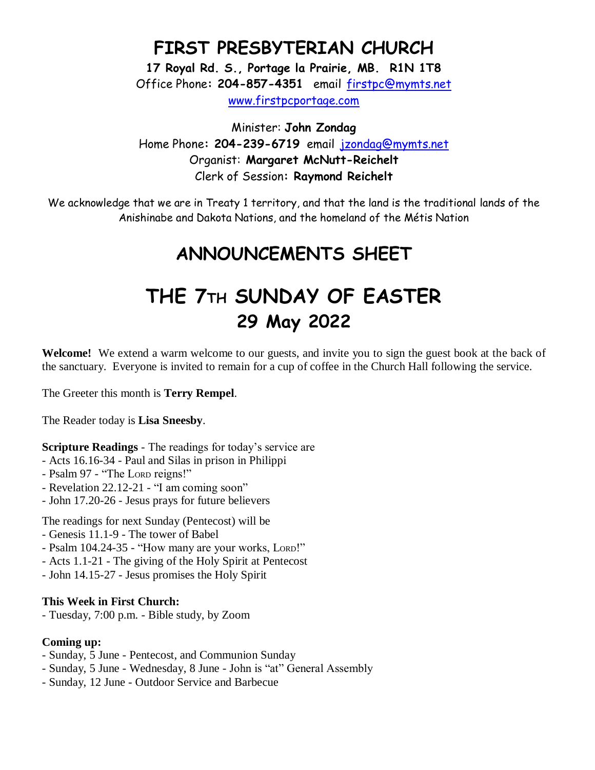# FIRST PRESBYTERIAN CHURCH

**17 Royal Rd. S., Portage la Prairie, MB. R1N 1T8**
Office Phone: **204-857-4351** email firstpc@mymts.net
www.firstpcportage.com

Minister: **John Zondag**
Home Phone: **204-239-6719** email jzondag@mymts.net
Organist: **Margaret McNutt-Reichelt**
Clerk of Session: **Raymond Reichelt**

We acknowledge that we are in Treaty 1 territory, and that the land is the traditional lands of the Anishinabe and Dakota Nations, and the homeland of the Métis Nation

## ANNOUNCEMENTS SHEET

# THE 7TH SUNDAY OF EASTER
## 29 May 2022

**Welcome!** We extend a warm welcome to our guests, and invite you to sign the guest book at the back of the sanctuary. Everyone is invited to remain for a cup of coffee in the Church Hall following the service.

The Greeter this month is **Terry Rempel**.

The Reader today is **Lisa Sneesby**.

**Scripture Readings** - The readings for today's service are
- Acts 16.16-34 - Paul and Silas in prison in Philippi
- Psalm 97 - "The LORD reigns!"
- Revelation 22.12-21 - "I am coming soon"
- John 17.20-26 - Jesus prays for future believers

The readings for next Sunday (Pentecost) will be
- Genesis 11.1-9 - The tower of Babel
- Psalm 104.24-35 - "How many are your works, LORD!"
- Acts 1.1-21 - The giving of the Holy Spirit at Pentecost
- John 14.15-27 - Jesus promises the Holy Spirit

**This Week in First Church:**
- Tuesday, 7:00 p.m. - Bible study, by Zoom

**Coming up:**
- Sunday, 5 June - Pentecost, and Communion Sunday
- Sunday, 5 June - Wednesday, 8 June - John is "at" General Assembly
- Sunday, 12 June - Outdoor Service and Barbecue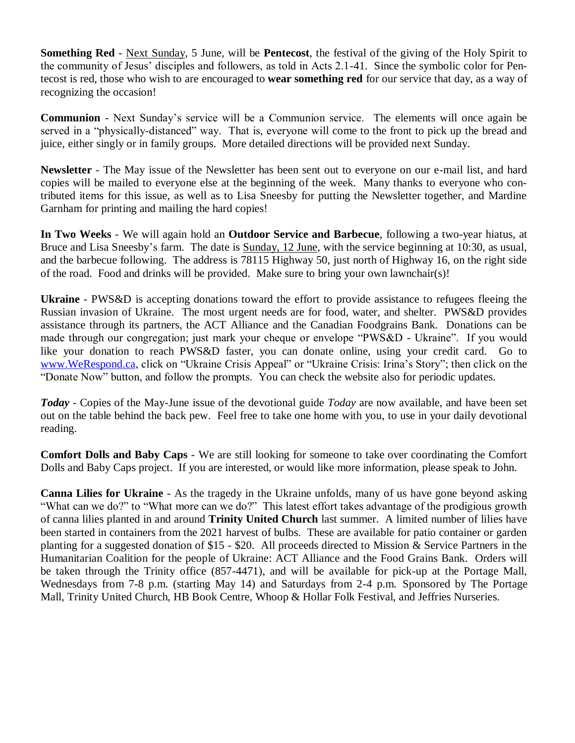**Something Red** - Next Sunday, 5 June, will be **Pentecost**, the festival of the giving of the Holy Spirit to the community of Jesus' disciples and followers, as told in Acts 2.1-41. Since the symbolic color for Pentecost is red, those who wish to are encouraged to **wear something red** for our service that day, as a way of recognizing the occasion!

**Communion** - Next Sunday's service will be a Communion service. The elements will once again be served in a "physically-distanced" way. That is, everyone will come to the front to pick up the bread and juice, either singly or in family groups. More detailed directions will be provided next Sunday.

**Newsletter** - The May issue of the Newsletter has been sent out to everyone on our e-mail list, and hard copies will be mailed to everyone else at the beginning of the week. Many thanks to everyone who contributed items for this issue, as well as to Lisa Sneesby for putting the Newsletter together, and Mardine Garnham for printing and mailing the hard copies!

**In Two Weeks** - We will again hold an **Outdoor Service and Barbecue**, following a two-year hiatus, at Bruce and Lisa Sneesby's farm. The date is Sunday, 12 June, with the service beginning at 10:30, as usual, and the barbecue following. The address is 78115 Highway 50, just north of Highway 16, on the right side of the road. Food and drinks will be provided. Make sure to bring your own lawnchair(s)!

**Ukraine** - PWS&D is accepting donations toward the effort to provide assistance to refugees fleeing the Russian invasion of Ukraine. The most urgent needs are for food, water, and shelter. PWS&D provides assistance through its partners, the ACT Alliance and the Canadian Foodgrains Bank. Donations can be made through our congregation; just mark your cheque or envelope "PWS&D - Ukraine". If you would like your donation to reach PWS&D faster, you can donate online, using your credit card. Go to www.WeRespond.ca, click on "Ukraine Crisis Appeal" or "Ukraine Crisis: Irina's Story"; then click on the "Donate Now" button, and follow the prompts. You can check the website also for periodic updates.

***Today*** - Copies of the May-June issue of the devotional guide *Today* are now available, and have been set out on the table behind the back pew. Feel free to take one home with you, to use in your daily devotional reading.

**Comfort Dolls and Baby Caps** - We are still looking for someone to take over coordinating the Comfort Dolls and Baby Caps project. If you are interested, or would like more information, please speak to John.

**Canna Lilies for Ukraine** - As the tragedy in the Ukraine unfolds, many of us have gone beyond asking "What can we do?" to "What more can we do?" This latest effort takes advantage of the prodigious growth of canna lilies planted in and around **Trinity United Church** last summer. A limited number of lilies have been started in containers from the 2021 harvest of bulbs. These are available for patio container or garden planting for a suggested donation of $15 - $20. All proceeds directed to Mission & Service Partners in the Humanitarian Coalition for the people of Ukraine: ACT Alliance and the Food Grains Bank. Orders will be taken through the Trinity office (857-4471), and will be available for pick-up at the Portage Mall, Wednesdays from 7-8 p.m. (starting May 14) and Saturdays from 2-4 p.m. Sponsored by The Portage Mall, Trinity United Church, HB Book Centre, Whoop & Hollar Folk Festival, and Jeffries Nurseries.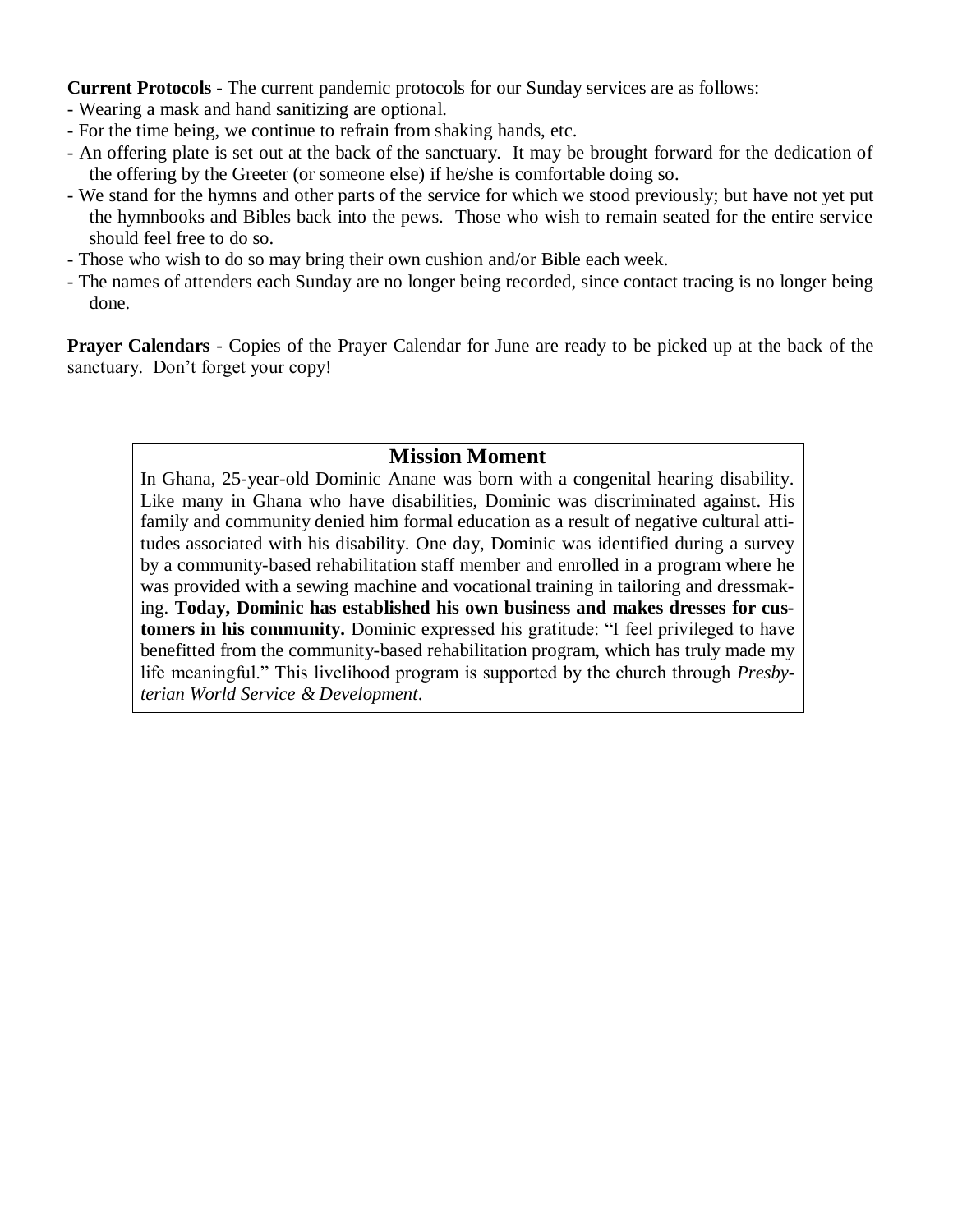**Current Protocols** - The current pandemic protocols for our Sunday services are as follows:

- Wearing a mask and hand sanitizing are optional.
- For the time being, we continue to refrain from shaking hands, etc.
- An offering plate is set out at the back of the sanctuary. It may be brought forward for the dedication of the offering by the Greeter (or someone else) if he/she is comfortable doing so.
- We stand for the hymns and other parts of the service for which we stood previously; but have not yet put the hymnbooks and Bibles back into the pews. Those who wish to remain seated for the entire service should feel free to do so.
- Those who wish to do so may bring their own cushion and/or Bible each week.
- The names of attenders each Sunday are no longer being recorded, since contact tracing is no longer being done.

**Prayer Calendars** - Copies of the Prayer Calendar for June are ready to be picked up at the back of the sanctuary. Don't forget your copy!

## Mission Moment

In Ghana, 25-year-old Dominic Anane was born with a congenital hearing disability. Like many in Ghana who have disabilities, Dominic was discriminated against. His family and community denied him formal education as a result of negative cultural attitudes associated with his disability. One day, Dominic was identified during a survey by a community-based rehabilitation staff member and enrolled in a program where he was provided with a sewing machine and vocational training in tailoring and dressmaking. **Today, Dominic has established his own business and makes dresses for customers in his community.** Dominic expressed his gratitude: "I feel privileged to have benefitted from the community-based rehabilitation program, which has truly made my life meaningful." This livelihood program is supported by the church through *Presbyterian World Service & Development*.